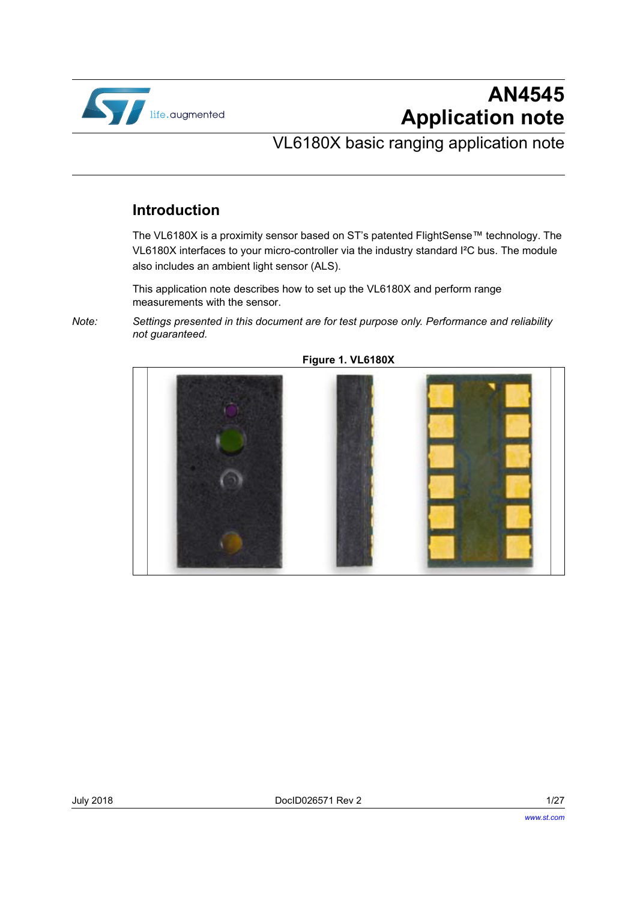# AN4545
# Application note

## VL6180X basic ranging application note

## Introduction

The VL6180X is a proximity sensor based on ST's patented FlightSense™ technology. The VL6180X interfaces to your micro-controller via the industry standard I²C bus. The module also includes an ambient light sensor (ALS).

This application note describes how to set up the VL6180X and perform range measurements with the sensor.

*Note: Settings presented in this document are for test purpose only. Performance and reliability not guaranteed.*

**Figure 1. VL6180X**

July 2018 DocID026571 Rev 2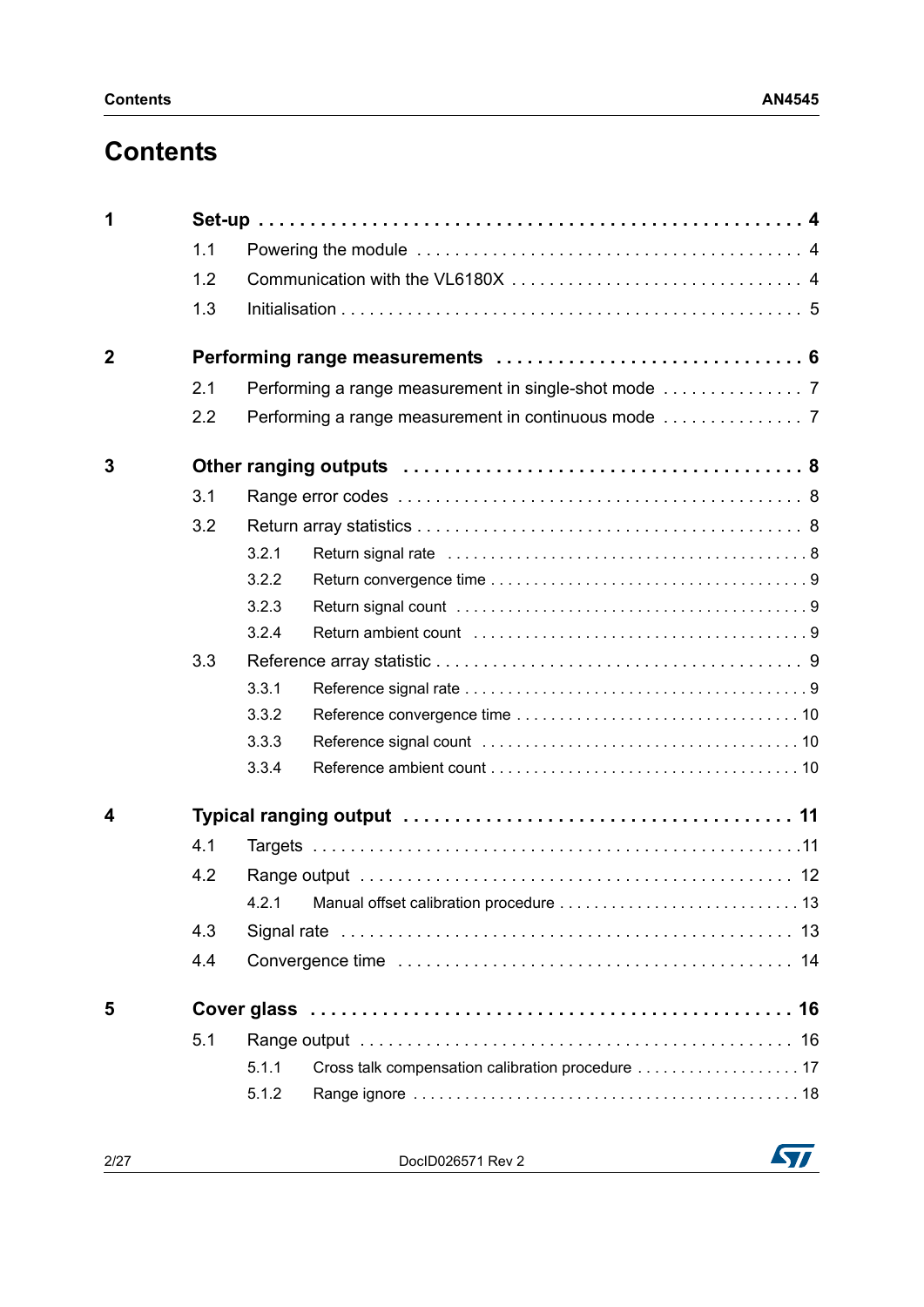# Contents

| | | | |
|---|---|---|---|
| **1** | **Set-up** | | **4** |
| | 1.1 | Powering the module | 4 |
| | 1.2 | Communication with the VL6180X | 4 |
| | 1.3 | Initialisation | 5 |
| **2** | **Performing range measurements** | | **6** |
| | 2.1 | Performing a range measurement in single-shot mode | 7 |
| | 2.2 | Performing a range measurement in continuous mode | 7 |
| **3** | **Other ranging outputs** | | **8** |
| | 3.1 | Range error codes | 8 |
| | 3.2 | Return array statistics | 8 |
| | | 3.2.1 Return signal rate | 8 |
| | | 3.2.2 Return convergence time | 9 |
| | | 3.2.3 Return signal count | 9 |
| | | 3.2.4 Return ambient count | 9 |
| | 3.3 | Reference array statistic | 9 |
| | | 3.3.1 Reference signal rate | 9 |
| | | 3.3.2 Reference convergence time | 10 |
| | | 3.3.3 Reference signal count | 10 |
| | | 3.3.4 Reference ambient count | 10 |
| **4** | **Typical ranging output** | | **11** |
| | 4.1 | Targets | 11 |
| | 4.2 | Range output | 12 |
| | | 4.2.1 Manual offset calibration procedure | 13 |
| | 4.3 | Signal rate | 13 |
| | 4.4 | Convergence time | 14 |
| **5** | **Cover glass** | | **16** |
| | 5.1 | Range output | 16 |
| | | 5.1.1 Cross talk compensation calibration procedure | 17 |
| | | 5.1.2 Range ignore | 18 |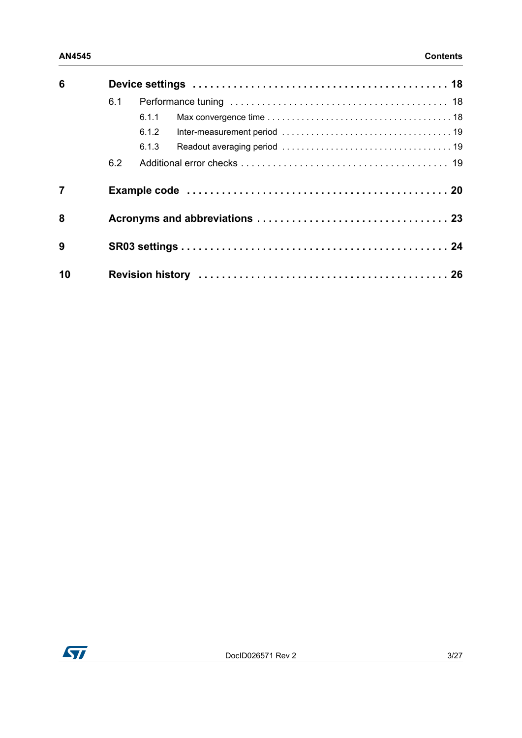| | | | |
|---|---|---|---|
| **6** | **Device settings** | | **18** |
| | 6.1 | Performance tuning | 18 |
| | | 6.1.1 Max convergence time | 18 |
| | | 6.1.2 Inter-measurement period | 19 |
| | | 6.1.3 Readout averaging period | 19 |
| | 6.2 | Additional error checks | 19 |
| **7** | **Example code** | | **20** |
| **8** | **Acronyms and abbreviations** | | **23** |
| **9** | **SR03 settings** | | **24** |
| **10** | **Revision history** | | **26** |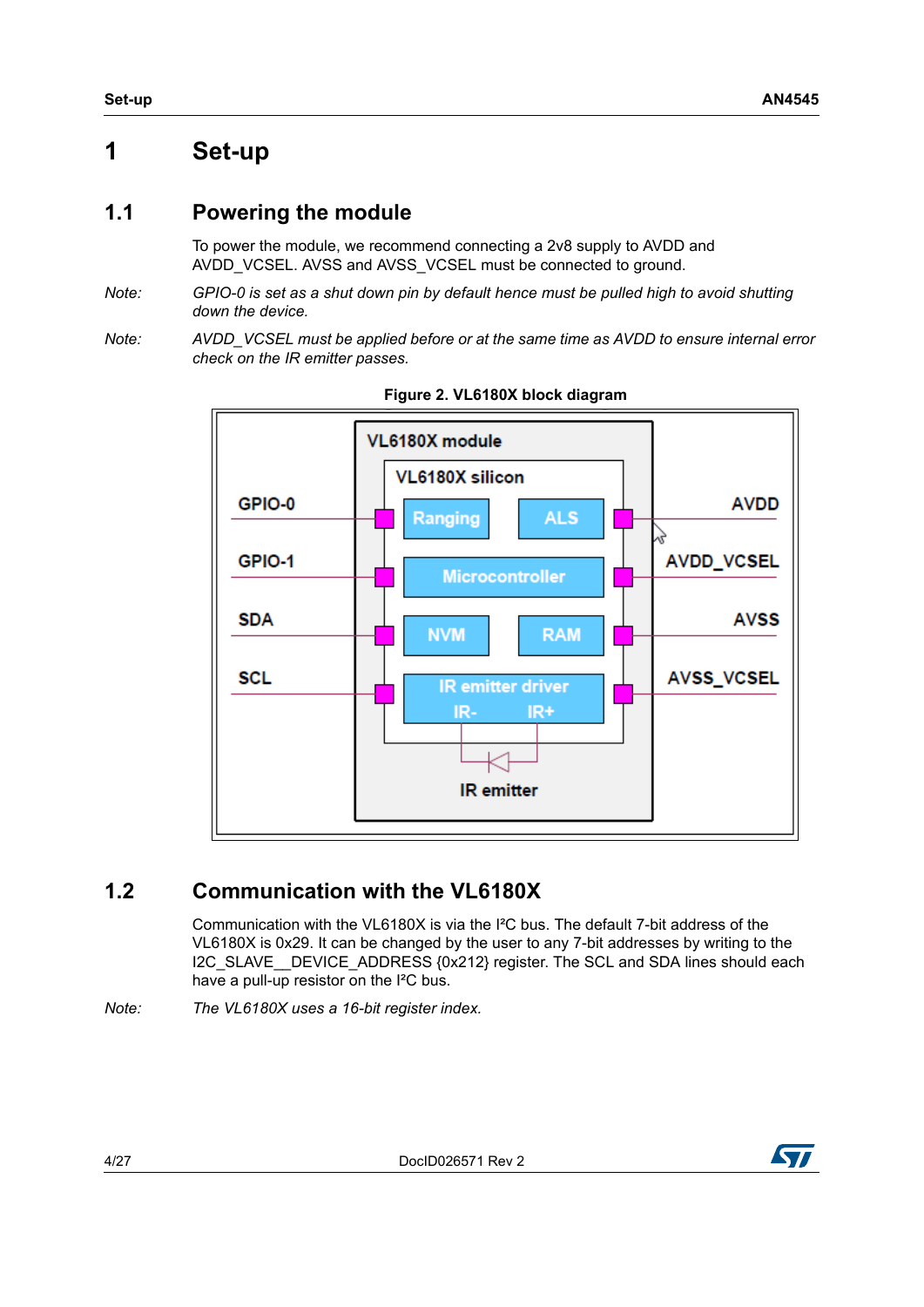# 1 Set-up

## 1.1 Powering the module

To power the module, we recommend connecting a 2v8 supply to AVDD and AVDD_VCSEL. AVSS and AVSS_VCSEL must be connected to ground.

*Note: GPIO-0 is set as a shut down pin by default hence must be pulled high to avoid shutting down the device.*

*Note: AVDD_VCSEL must be applied before or at the same time as AVDD to ensure internal error check on the IR emitter passes.*

**Figure 2. VL6180X block diagram**

## 1.2 Communication with the VL6180X

Communication with the VL6180X is via the I²C bus. The default 7-bit address of the VL6180X is 0x29. It can be changed by the user to any 7-bit addresses by writing to the I2C_SLAVE__DEVICE_ADDRESS {0x212} register. The SCL and SDA lines should each have a pull-up resistor on the I²C bus.

*Note: The VL6180X uses a 16-bit register index.*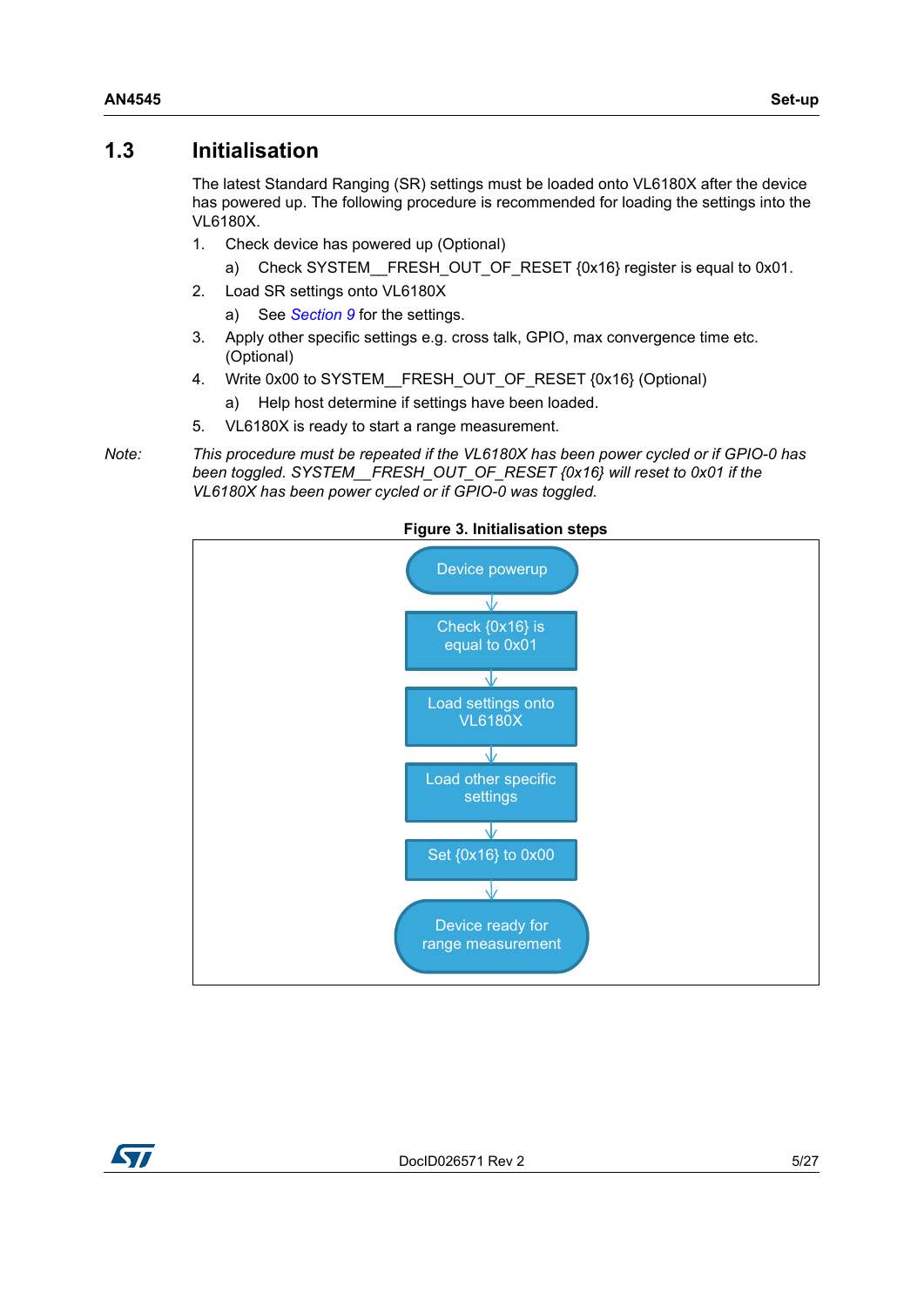## 1.3 Initialisation

The latest Standard Ranging (SR) settings must be loaded onto VL6180X after the device has powered up. The following procedure is recommended for loading the settings into the VL6180X.

1. Check device has powered up (Optional)
   a) Check SYSTEM__FRESH_OUT_OF_RESET {0x16} register is equal to 0x01.
2. Load SR settings onto VL6180X
   a) See Section 9 for the settings.
3. Apply other specific settings e.g. cross talk, GPIO, max convergence time etc. (Optional)
4. Write 0x00 to SYSTEM__FRESH_OUT_OF_RESET {0x16} (Optional)
   a) Help host determine if settings have been loaded.
5. VL6180X is ready to start a range measurement.

Note: *This procedure must be repeated if the VL6180X has been power cycled or if GPIO-0 has been toggled. SYSTEM__FRESH_OUT_OF_RESET {0x16} will reset to 0x01 if the VL6180X has been power cycled or if GPIO-0 was toggled.*

**Figure 3. Initialisation steps**

Device powerup → Check {0x16} is equal to 0x01 → Load settings onto VL6180X → Load other specific settings → Set {0x16} to 0x00 → Device ready for range measurement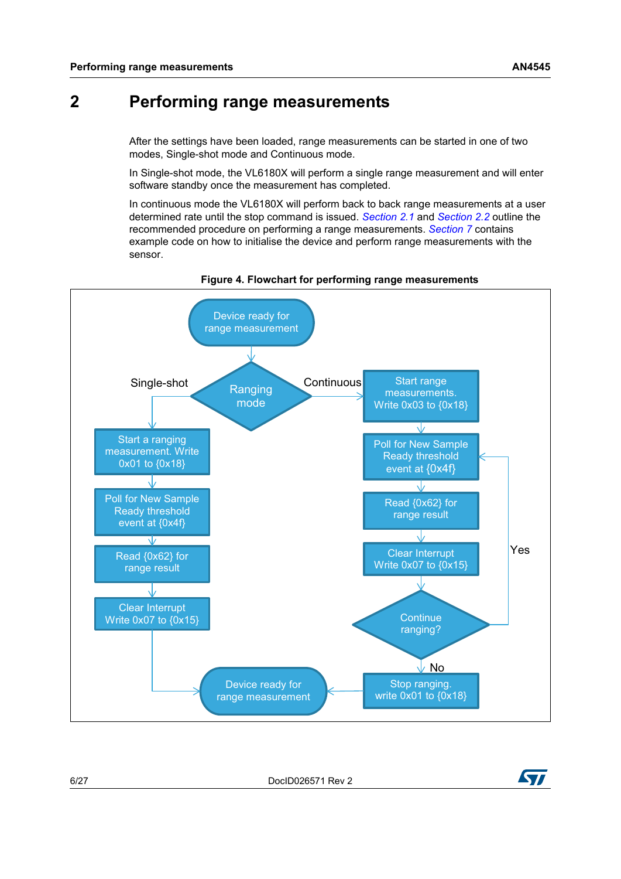# 2 Performing range measurements

After the settings have been loaded, range measurements can be started in one of two modes, Single-shot mode and Continuous mode.

In Single-shot mode, the VL6180X will perform a single range measurement and will enter software standby once the measurement has completed.

In continuous mode the VL6180X will perform back to back range measurements at a user determined rate until the stop command is issued. *Section 2.1* and *Section 2.2* outline the recommended procedure on performing a range measurements. *Section 7* contains example code on how to initialise the device and perform range measurements with the sensor.

**Figure 4. Flowchart for performing range measurements**

Device ready for range measurement

Ranging mode

Single-shot

Start a ranging measurement. Write 0x01 to {0x18}

Poll for New Sample Ready threshold event at {0x4f}

Read {0x62} for range result

Clear Interrupt Write 0x07 to {0x15}

Continuous

Start range measurements. Write 0x03 to {0x18}

Poll for New Sample Ready threshold event at {0x4f}

Read {0x62} for range result

Clear Interrupt Write 0x07 to {0x15}

Continue ranging?

Yes

No

Stop ranging. write 0x01 to {0x18}

Device ready for range measurement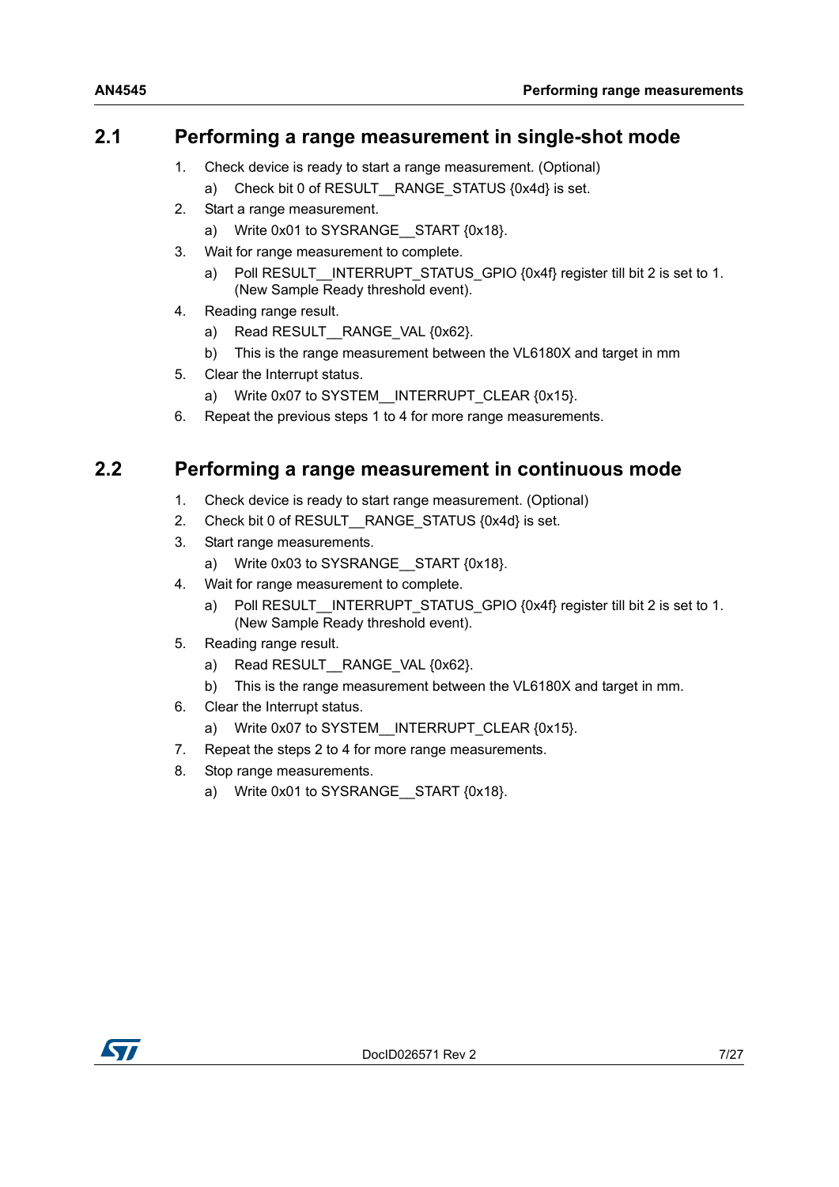## 2.1 Performing a range measurement in single-shot mode

1. Check device is ready to start a range measurement. (Optional)
   a) Check bit 0 of RESULT__RANGE_STATUS {0x4d} is set.
2. Start a range measurement.
   a) Write 0x01 to SYSRANGE__START {0x18}.
3. Wait for range measurement to complete.
   a) Poll RESULT__INTERRUPT_STATUS_GPIO {0x4f} register till bit 2 is set to 1. (New Sample Ready threshold event).
4. Reading range result.
   a) Read RESULT__RANGE_VAL {0x62}.
   b) This is the range measurement between the VL6180X and target in mm
5. Clear the Interrupt status.
   a) Write 0x07 to SYSTEM__INTERRUPT_CLEAR {0x15}.
6. Repeat the previous steps 1 to 4 for more range measurements.

## 2.2 Performing a range measurement in continuous mode

1. Check device is ready to start range measurement. (Optional)
2. Check bit 0 of RESULT__RANGE_STATUS {0x4d} is set.
3. Start range measurements.
   a) Write 0x03 to SYSRANGE__START {0x18}.
4. Wait for range measurement to complete.
   a) Poll RESULT__INTERRUPT_STATUS_GPIO {0x4f} register till bit 2 is set to 1. (New Sample Ready threshold event).
5. Reading range result.
   a) Read RESULT__RANGE_VAL {0x62}.
   b) This is the range measurement between the VL6180X and target in mm.
6. Clear the Interrupt status.
   a) Write 0x07 to SYSTEM__INTERRUPT_CLEAR {0x15}.
7. Repeat the steps 2 to 4 for more range measurements.
8. Stop range measurements.
   a) Write 0x01 to SYSRANGE__START {0x18}.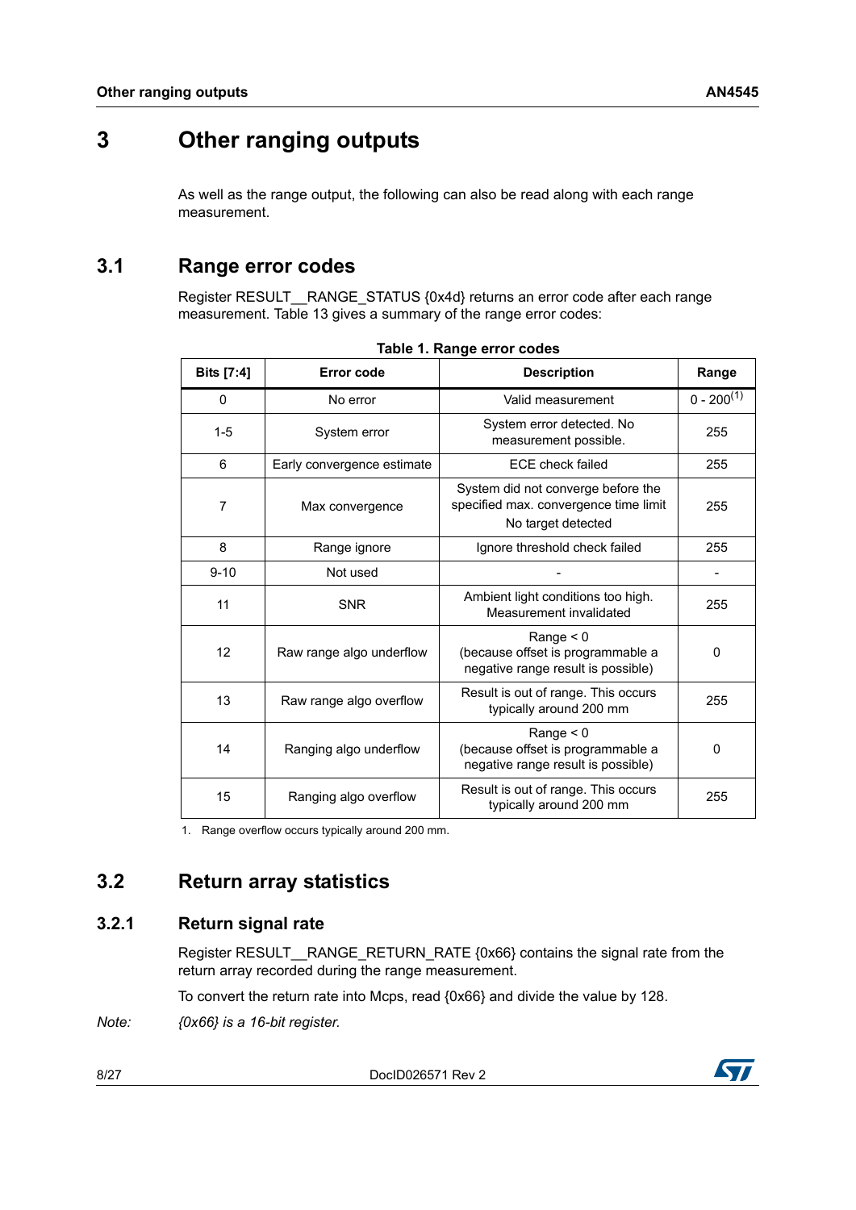# 3 Other ranging outputs

As well as the range output, the following can also be read along with each range measurement.

## 3.1 Range error codes

Register RESULT__RANGE_STATUS {0x4d} returns an error code after each range measurement. Table 13 gives a summary of the range error codes:

**Table 1. Range error codes**

| Bits [7:4] | Error code | Description | Range |
|---|---|---|---|
| 0 | No error | Valid measurement | 0 - 200(1) |
| 1-5 | System error | System error detected. No measurement possible. | 255 |
| 6 | Early convergence estimate | ECE check failed | 255 |
| 7 | Max convergence | System did not converge before the specified max. convergence time limit<br>No target detected | 255 |
| 8 | Range ignore | Ignore threshold check failed | 255 |
| 9-10 | Not used | - | - |
| 11 | SNR | Ambient light conditions too high. Measurement invalidated | 255 |
| 12 | Raw range algo underflow | Range < 0<br>(because offset is programmable a negative range result is possible) | 0 |
| 13 | Raw range algo overflow | Result is out of range. This occurs typically around 200 mm | 255 |
| 14 | Ranging algo underflow | Range < 0<br>(because offset is programmable a negative range result is possible) | 0 |
| 15 | Ranging algo overflow | Result is out of range. This occurs typically around 200 mm | 255 |

1. Range overflow occurs typically around 200 mm.

## 3.2 Return array statistics

### 3.2.1 Return signal rate

Register RESULT__RANGE_RETURN_RATE {0x66} contains the signal rate from the return array recorded during the range measurement.

To convert the return rate into Mcps, read {0x66} and divide the value by 128.

*Note: {0x66} is a 16-bit register.*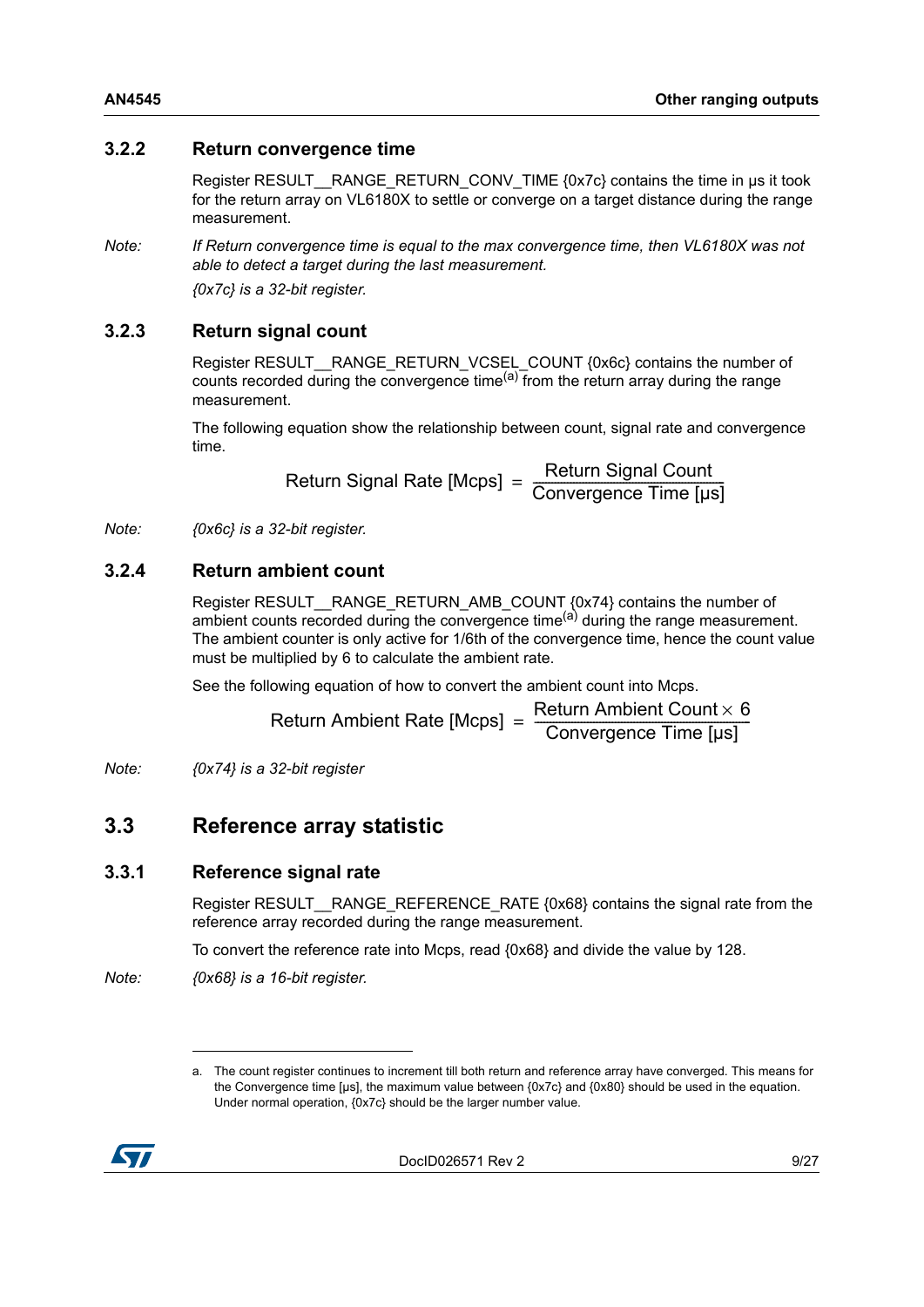### 3.2.2 Return convergence time

Register RESULT__RANGE_RETURN_CONV_TIME {0x7c} contains the time in µs it took for the return array on VL6180X to settle or converge on a target distance during the range measurement.

*Note: If Return convergence time is equal to the max convergence time, then VL6180X was not able to detect a target during the last measurement.*

*{0x7c} is a 32-bit register.*

### 3.2.3 Return signal count

Register RESULT__RANGE_RETURN_VCSEL_COUNT {0x6c} contains the number of counts recorded during the convergence time[a] from the return array during the range measurement.

The following equation show the relationship between count, signal rate and convergence time.

$$\text{Return Signal Rate [Mcps]} = \frac{\text{Return Signal Count}}{\text{Convergence Time [µs]}}$$

*Note: {0x6c} is a 32-bit register.*

### 3.2.4 Return ambient count

Register RESULT__RANGE_RETURN_AMB_COUNT {0x74} contains the number of ambient counts recorded during the convergence time[a] during the range measurement. The ambient counter is only active for 1/6th of the convergence time, hence the count value must be multiplied by 6 to calculate the ambient rate.

See the following equation of how to convert the ambient count into Mcps.

$$\text{Return Ambient Rate [Mcps]} = \frac{\text{Return Ambient Count} \times 6}{\text{Convergence Time [µs]}}$$

*Note: {0x74} is a 32-bit register*

## 3.3 Reference array statistic

### 3.3.1 Reference signal rate

Register RESULT__RANGE_REFERENCE_RATE {0x68} contains the signal rate from the reference array recorded during the range measurement.

To convert the reference rate into Mcps, read {0x68} and divide the value by 128.

*Note: {0x68} is a 16-bit register.*

---

a. The count register continues to increment till both return and reference array have converged. This means for the Convergence time [µs], the maximum value between {0x7c} and {0x80} should be used in the equation. Under normal operation, {0x7c} should be the larger number value.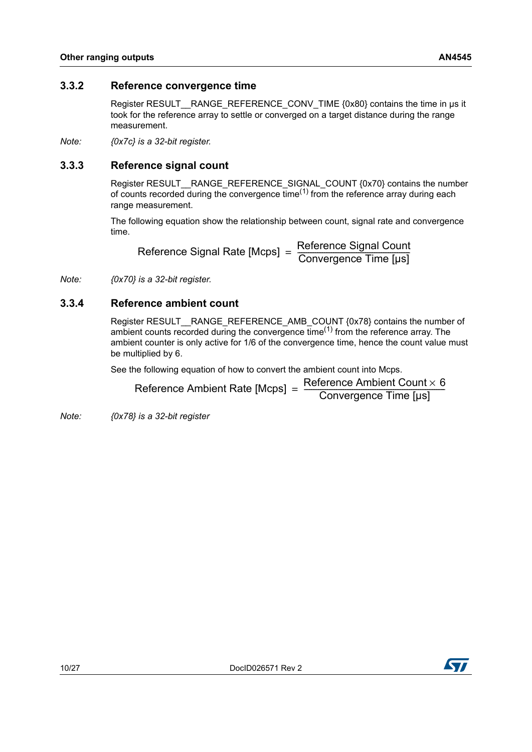### 3.3.2 Reference convergence time

Register RESULT__RANGE_REFERENCE_CONV_TIME {0x80} contains the time in µs it took for the reference array to settle or converged on a target distance during the range measurement.

*Note: {0x7c} is a 32-bit register.*

### 3.3.3 Reference signal count

Register RESULT__RANGE_REFERENCE_SIGNAL_COUNT {0x70} contains the number of counts recorded during the convergence time(1) from the reference array during each range measurement.

The following equation show the relationship between count, signal rate and convergence time.

$$\text{Reference Signal Rate [Mcps]} = \frac{\text{Reference Signal Count}}{\text{Convergence Time [µs]}}$$

*Note: {0x70} is a 32-bit register.*

### 3.3.4 Reference ambient count

Register RESULT__RANGE_REFERENCE_AMB_COUNT {0x78} contains the number of ambient counts recorded during the convergence time(1) from the reference array. The ambient counter is only active for 1/6 of the convergence time, hence the count value must be multiplied by 6.

See the following equation of how to convert the ambient count into Mcps.

$$\text{Reference Ambient Rate [Mcps]} = \frac{\text{Reference Ambient Count} \times 6}{\text{Convergence Time [µs]}}$$

*Note: {0x78} is a 32-bit register*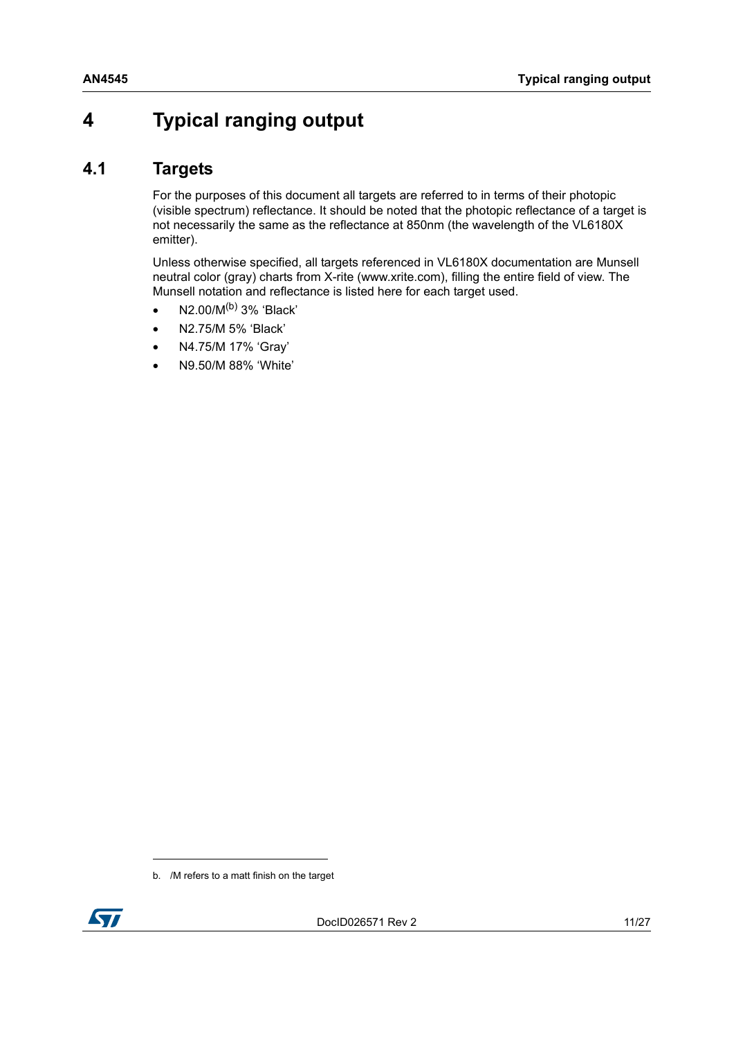# 4 Typical ranging output

## 4.1 Targets

For the purposes of this document all targets are referred to in terms of their photopic (visible spectrum) reflectance. It should be noted that the photopic reflectance of a target is not necessarily the same as the reflectance at 850nm (the wavelength of the VL6180X emitter).

Unless otherwise specified, all targets referenced in VL6180X documentation are Munsell neutral color (gray) charts from X-rite (www.xrite.com), filling the entire field of view. The Munsell notation and reflectance is listed here for each target used.

- N2.00/M[b] 3% 'Black'
- N2.75/M 5% 'Black'
- N4.75/M 17% 'Gray'
- N9.50/M 88% 'White'

b. /M refers to a matt finish on the target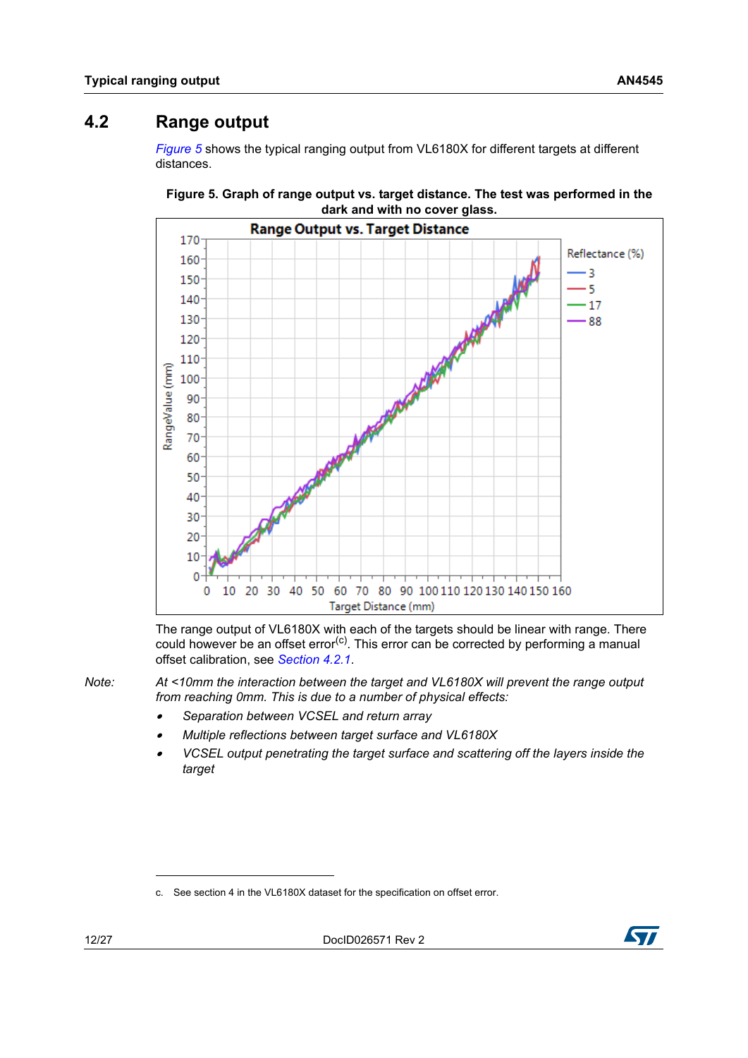## 4.2 Range output

*Figure 5* shows the typical ranging output from VL6180X for different targets at different distances.

**Figure 5. Graph of range output vs. target distance. The test was performed in the dark and with no cover glass.**

The range output of VL6180X with each of the targets should be linear with range. There could however be an offset error[c]. This error can be corrected by performing a manual offset calibration, see *Section 4.2.1*.

*Note: At <10mm the interaction between the target and VL6180X will prevent the range output from reaching 0mm. This is due to a number of physical effects:*

- *Separation between VCSEL and return array*
- *Multiple reflections between target surface and VL6180X*
- *VCSEL output penetrating the target surface and scattering off the layers inside the target*

c. See section 4 in the VL6180X dataset for the specification on offset error.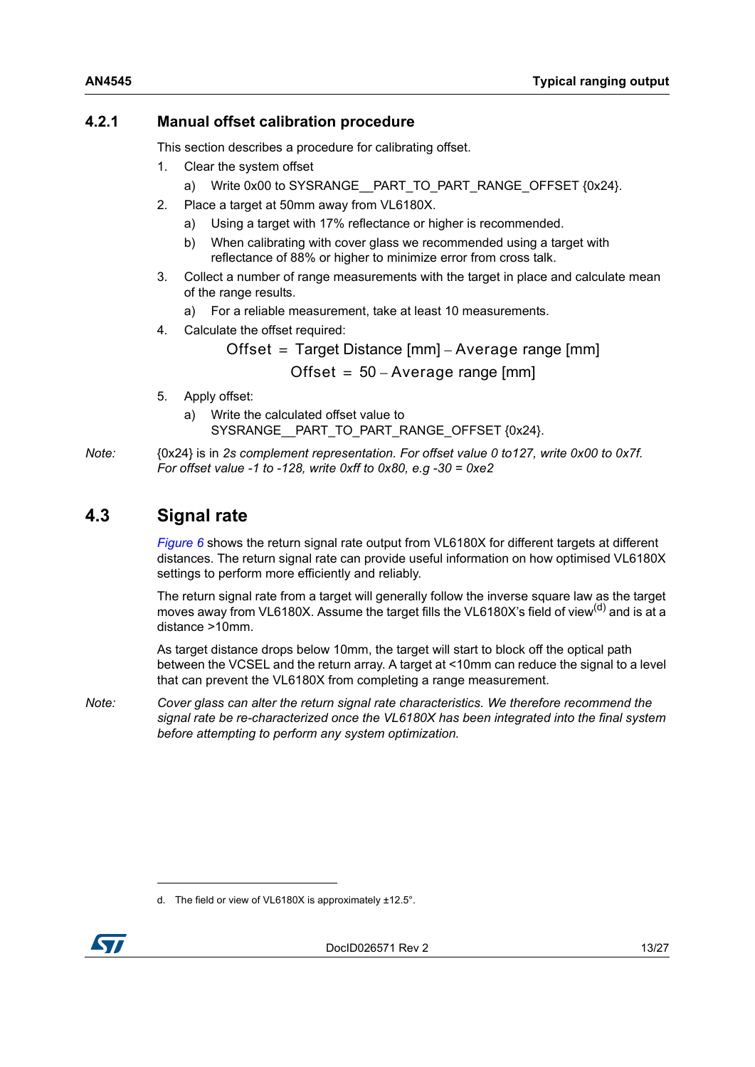### 4.2.1 Manual offset calibration procedure

This section describes a procedure for calibrating offset.

1. Clear the system offset
   a) Write 0x00 to SYSRANGE__PART_TO_PART_RANGE_OFFSET {0x24}.
2. Place a target at 50mm away from VL6180X.
   a) Using a target with 17% reflectance or higher is recommended.
   b) When calibrating with cover glass we recommended using a target with reflectance of 88% or higher to minimize error from cross talk.
3. Collect a number of range measurements with the target in place and calculate mean of the range results.
   a) For a reliable measurement, take at least 10 measurements.
4. Calculate the offset required:

$$\text{Offset} = \text{Target Distance [mm]} - \text{Average range [mm]}$$

$$\text{Offset} = 50 - \text{Average range [mm]}$$

5. Apply offset:
   a) Write the calculated offset value to SYSRANGE__PART_TO_PART_RANGE_OFFSET {0x24}.

*Note:* {0x24} is in *2s complement representation. For offset value 0 to127, write 0x00 to 0x7f. For offset value -1 to -128, write 0xff to 0x80, e.g -30 = 0xe2*

## 4.3 Signal rate

*Figure 6* shows the return signal rate output from VL6180X for different targets at different distances. The return signal rate can provide useful information on how optimised VL6180X settings to perform more efficiently and reliably.

The return signal rate from a target will generally follow the inverse square law as the target moves away from VL6180X. Assume the target fills the VL6180X's field of view[d] and is at a distance >10mm.

As target distance drops below 10mm, the target will start to block off the optical path between the VCSEL and the return array. A target at <10mm can reduce the signal to a level that can prevent the VL6180X from completing a range measurement.

*Note: Cover glass can alter the return signal rate characteristics. We therefore recommend the signal rate be re-characterized once the VL6180X has been integrated into the final system before attempting to perform any system optimization.*

d. The field or view of VL6180X is approximately ±12.5°.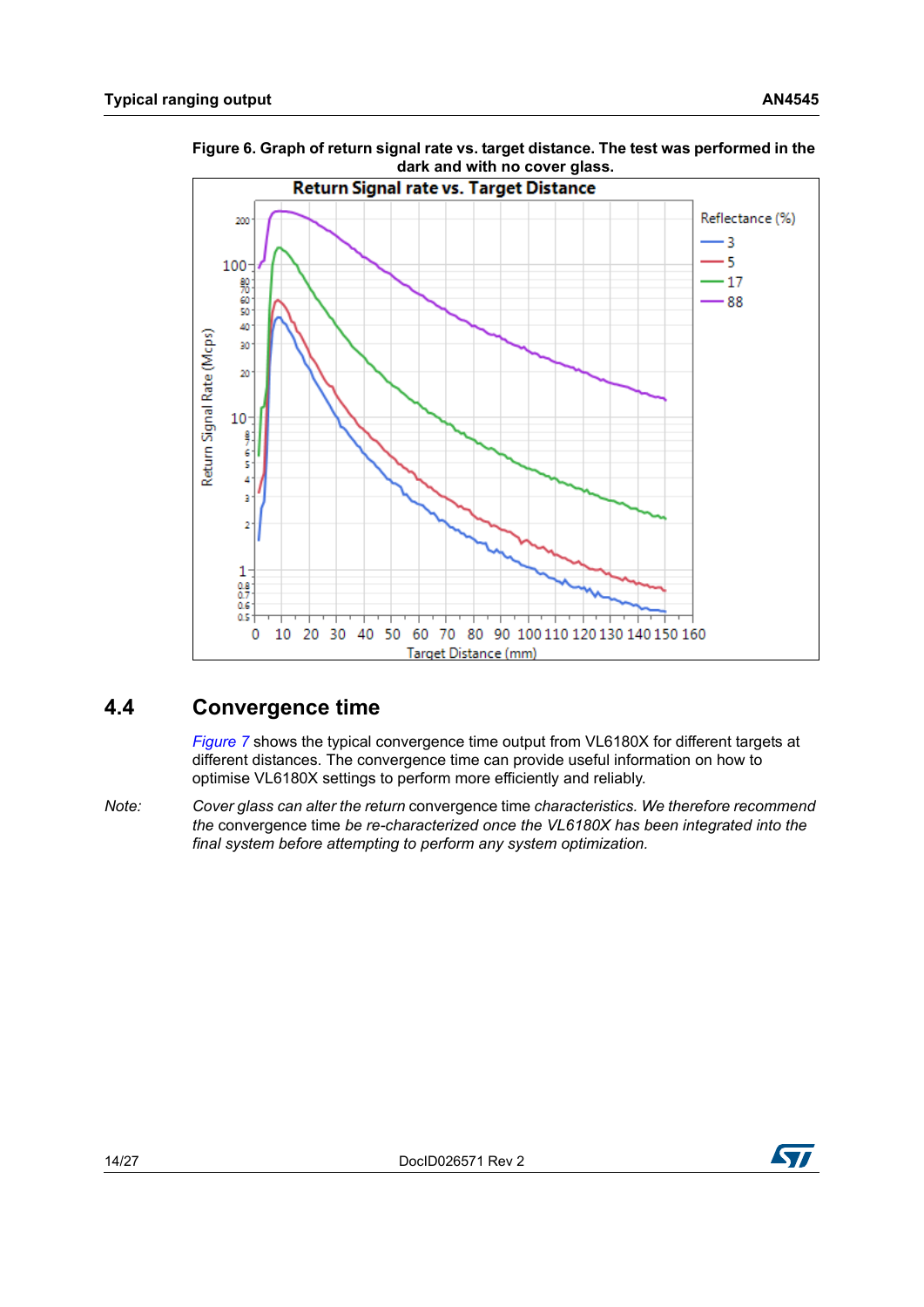**Figure 6. Graph of return signal rate vs. target distance. The test was performed in the dark and with no cover glass.**

## 4.4 Convergence time

*Figure 7* shows the typical convergence time output from VL6180X for different targets at different distances. The convergence time can provide useful information on how to optimise VL6180X settings to perform more efficiently and reliably.

*Note: Cover glass can alter the return* convergence time *characteristics. We therefore recommend the* convergence time *be re-characterized once the VL6180X has been integrated into the final system before attempting to perform any system optimization.*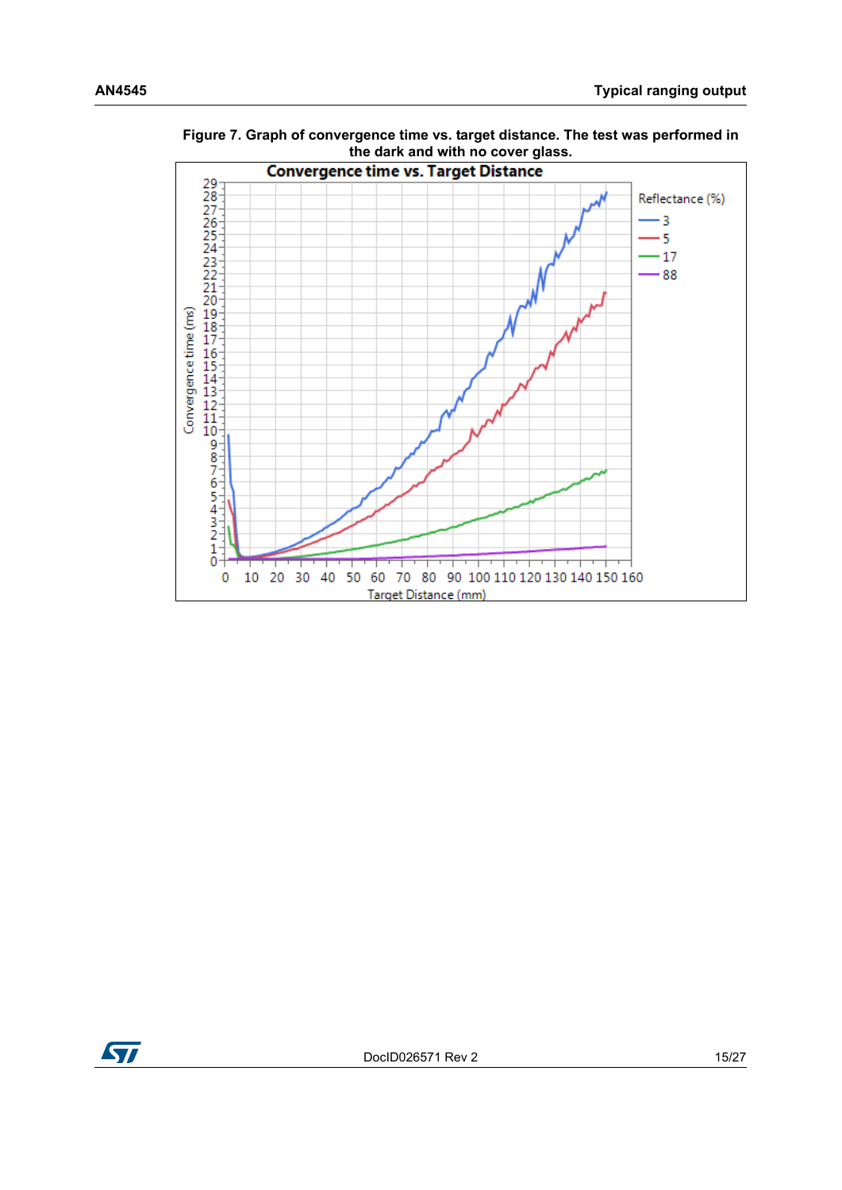**Figure 7. Graph of convergence time vs. target distance. The test was performed in the dark and with no cover glass.**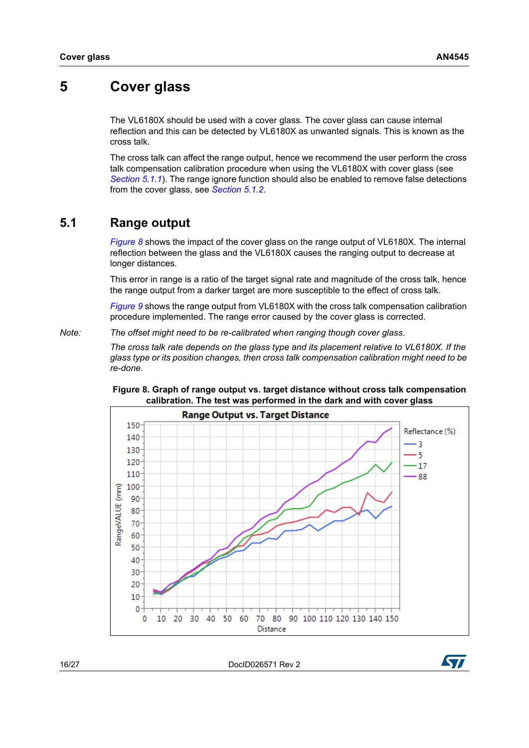# 5 Cover glass

The VL6180X should be used with a cover glass. The cover glass can cause internal reflection and this can be detected by VL6180X as unwanted signals. This is known as the cross talk.

The cross talk can affect the range output, hence we recommend the user perform the cross talk compensation calibration procedure when using the VL6180X with cover glass (see *Section 5.1.1*). The range ignore function should also be enabled to remove false detections from the cover glass, see *Section 5.1.2*.

## 5.1 Range output

*Figure 8* shows the impact of the cover glass on the range output of VL6180X. The internal reflection between the glass and the VL6180X causes the ranging output to decrease at longer distances.

This error in range is a ratio of the target signal rate and magnitude of the cross talk, hence the range output from a darker target are more susceptible to the effect of cross talk.

*Figure 9* shows the range output from VL6180X with the cross talk compensation calibration procedure implemented. The range error caused by the cover glass is corrected.

Note: *The offset might need to be re-calibrated when ranging though cover glass.*

*The cross talk rate depends on the glass type and its placement relative to VL6180X. If the glass type or its position changes, then cross talk compensation calibration might need to be re-done.*

**Figure 8. Graph of range output vs. target distance without cross talk compensation calibration. The test was performed in the dark and with cover glass**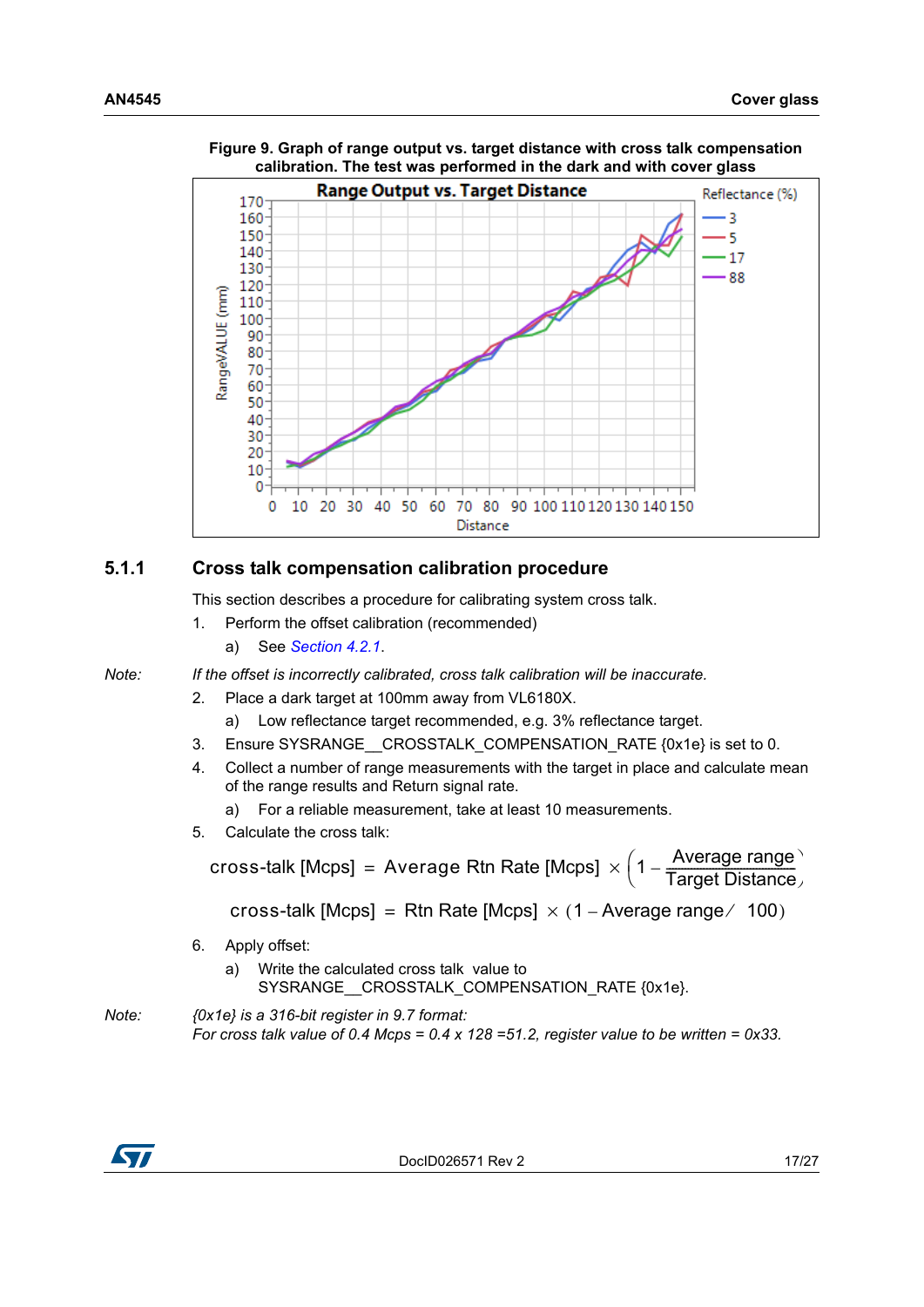**Figure 9. Graph of range output vs. target distance with cross talk compensation calibration. The test was performed in the dark and with cover glass**

### 5.1.1 Cross talk compensation calibration procedure

This section describes a procedure for calibrating system cross talk.

1. Perform the offset calibration (recommended)
   a) See Section 4.2.1.

*Note: If the offset is incorrectly calibrated, cross talk calibration will be inaccurate.*

2. Place a dark target at 100mm away from VL6180X.
   a) Low reflectance target recommended, e.g. 3% reflectance target.
3. Ensure SYSRANGE__CROSSTALK_COMPENSATION_RATE {0x1e} is set to 0.
4. Collect a number of range measurements with the target in place and calculate mean of the range results and Return signal rate.
   a) For a reliable measurement, take at least 10 measurements.
5. Calculate the cross talk:

$$\text{cross-talk [Mcps]} = \text{Average Rtn Rate [Mcps]} \times \left(1 - \frac{\text{Average range}}{\text{Target Distance}}\right)$$

$$\text{cross-talk [Mcps]} = \text{Rtn Rate [Mcps]} \times (1 - \text{Average range} / \ 100)$$

6. Apply offset:
   a) Write the calculated cross talk value to SYSRANGE__CROSSTALK_COMPENSATION_RATE {0x1e}.

*Note: {0x1e} is a 316-bit register in 9.7 format:*
*For cross talk value of 0.4 Mcps = 0.4 x 128 =51.2, register value to be written = 0x33.*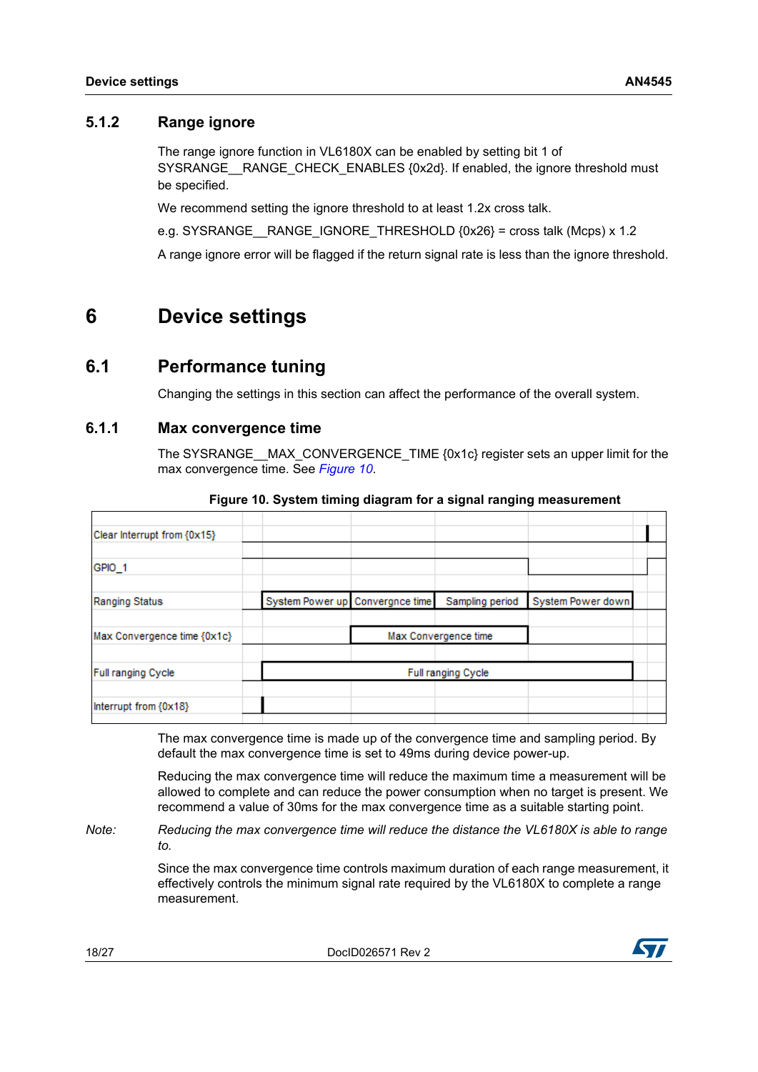### 5.1.2 Range ignore

The range ignore function in VL6180X can be enabled by setting bit 1 of SYSRANGE__RANGE_CHECK_ENABLES {0x2d}. If enabled, the ignore threshold must be specified.

We recommend setting the ignore threshold to at least 1.2x cross talk.

e.g. SYSRANGE__RANGE_IGNORE_THRESHOLD {0x26} = cross talk (Mcps) x 1.2

A range ignore error will be flagged if the return signal rate is less than the ignore threshold.

# 6 Device settings

## 6.1 Performance tuning

Changing the settings in this section can affect the performance of the overall system.

### 6.1.1 Max convergence time

The SYSRANGE__MAX_CONVERGENCE_TIME {0x1c} register sets an upper limit for the max convergence time. See *Figure 10*.

**Figure 10. System timing diagram for a signal ranging measurement**

| Signal | | | | | |
|---|---|---|---|---|---|
| Clear Interrupt from {0x15} | | | | | |
| GPIO_1 | | | | | |
| Ranging Status | System Power up | Convergnce time | Sampling period | System Power down | |
| Max Convergence time {0x1c} | | Max Convergence time | | | |
| Full ranging Cycle | Full ranging Cycle | | | | |
| Interrupt from {0x18} | | | | | |

The max convergence time is made up of the convergence time and sampling period. By default the max convergence time is set to 49ms during device power-up.

Reducing the max convergence time will reduce the maximum time a measurement will be allowed to complete and can reduce the power consumption when no target is present. We recommend a value of 30ms for the max convergence time as a suitable starting point.

*Note: Reducing the max convergence time will reduce the distance the VL6180X is able to range to.*

Since the max convergence time controls maximum duration of each range measurement, it effectively controls the minimum signal rate required by the VL6180X to complete a range measurement.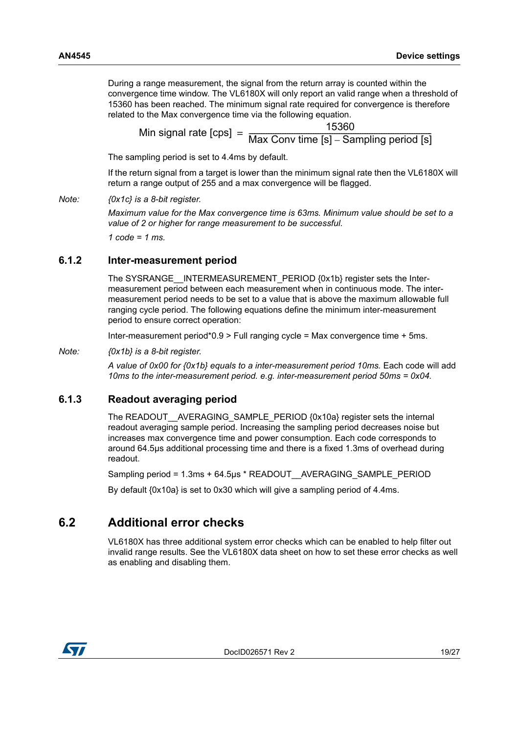During a range measurement, the signal from the return array is counted within the convergence time window. The VL6180X will only report an valid range when a threshold of 15360 has been reached. The minimum signal rate required for convergence is therefore related to the Max convergence time via the following equation.

$$\text{Min signal rate [cps]} = \frac{15360}{\text{Max Conv time [s]} - \text{Sampling period [s]}}$$

The sampling period is set to 4.4ms by default.

If the return signal from a target is lower than the minimum signal rate then the VL6180X will return a range output of 255 and a max convergence will be flagged.

Note: *{0x1c} is a 8-bit register.*

*Maximum value for the Max convergence time is 63ms. Minimum value should be set to a value of 2 or higher for range measurement to be successful.*

*1 code = 1 ms.*

### 6.1.2 Inter-measurement period

The SYSRANGE__INTERMEASUREMENT_PERIOD {0x1b} register sets the Inter-measurement period between each measurement when in continuous mode. The inter-measurement period needs to be set to a value that is above the maximum allowable full ranging cycle period. The following equations define the minimum inter-measurement period to ensure correct operation:

Inter-measurement period*0.9 > Full ranging cycle = Max convergence time + 5ms.

Note: *{0x1b} is a 8-bit register.*

*A value of 0x00 for {0x1b} equals to a inter-measurement period 10ms.* Each code will add *10ms to the inter-measurement period. e.g. inter-measurement period 50ms = 0x04.*

### 6.1.3 Readout averaging period

The READOUT__AVERAGING_SAMPLE_PERIOD {0x10a} register sets the internal readout averaging sample period. Increasing the sampling period decreases noise but increases max convergence time and power consumption. Each code corresponds to around 64.5µs additional processing time and there is a fixed 1.3ms of overhead during readout.

Sampling period = 1.3ms + 64.5µs * READOUT__AVERAGING_SAMPLE_PERIOD

By default {0x10a} is set to 0x30 which will give a sampling period of 4.4ms.

## 6.2 Additional error checks

VL6180X has three additional system error checks which can be enabled to help filter out invalid range results. See the VL6180X data sheet on how to set these error checks as well as enabling and disabling them.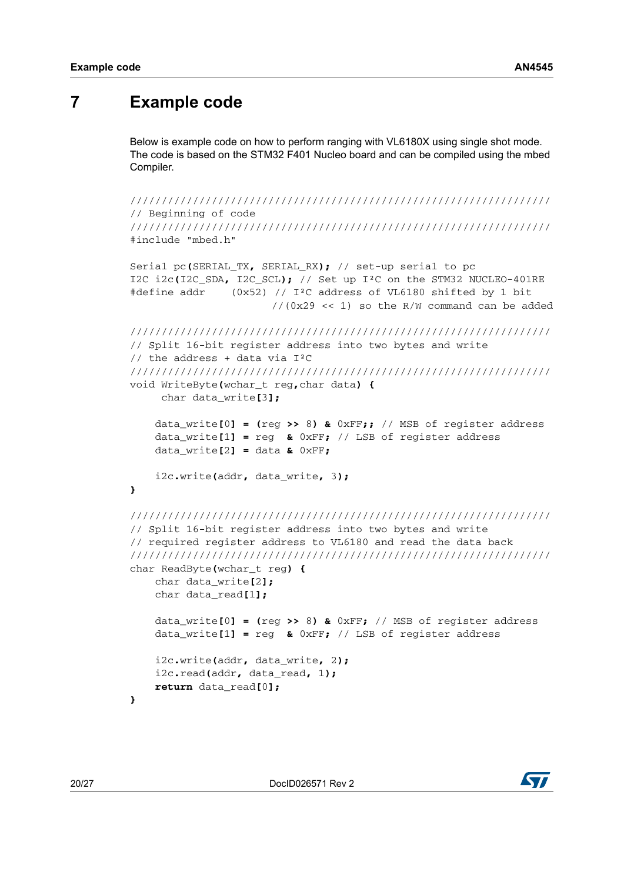# 7 Example code

Below is example code on how to perform ranging with VL6180X using single shot mode. The code is based on the STM32 F401 Nucleo board and can be compiled using the mbed Compiler.

```
///////////////////////////////////////////////////////////////////
// Beginning of code
///////////////////////////////////////////////////////////////////
#include "mbed.h"

Serial pc(SERIAL_TX, SERIAL_RX); // set-up serial to pc
I2C i2c(I2C_SDA, I2C_SCL); // Set up I²C on the STM32 NUCLEO-401RE
#define addr    (0x52) // I²C address of VL6180 shifted by 1 bit
                       //(0x29 << 1) so the R/W command can be added

///////////////////////////////////////////////////////////////////
// Split 16-bit register address into two bytes and write
// the address + data via I²C
///////////////////////////////////////////////////////////////////
void WriteByte(wchar_t reg,char data) {
     char data_write[3];

    data_write[0] = (reg >> 8) & 0xFF;; // MSB of register address
    data_write[1] = reg  & 0xFF; // LSB of register address
    data_write[2] = data & 0xFF;

    i2c.write(addr, data_write, 3);
}

///////////////////////////////////////////////////////////////////
// Split 16-bit register address into two bytes and write
// required register address to VL6180 and read the data back
///////////////////////////////////////////////////////////////////
char ReadByte(wchar_t reg) {
    char data_write[2];
    char data_read[1];

    data_write[0] = (reg >> 8) & 0xFF; // MSB of register address
    data_write[1] = reg  & 0xFF; // LSB of register address

    i2c.write(addr, data_write, 2);
    i2c.read(addr, data_read, 1);
    return data_read[0];
}
```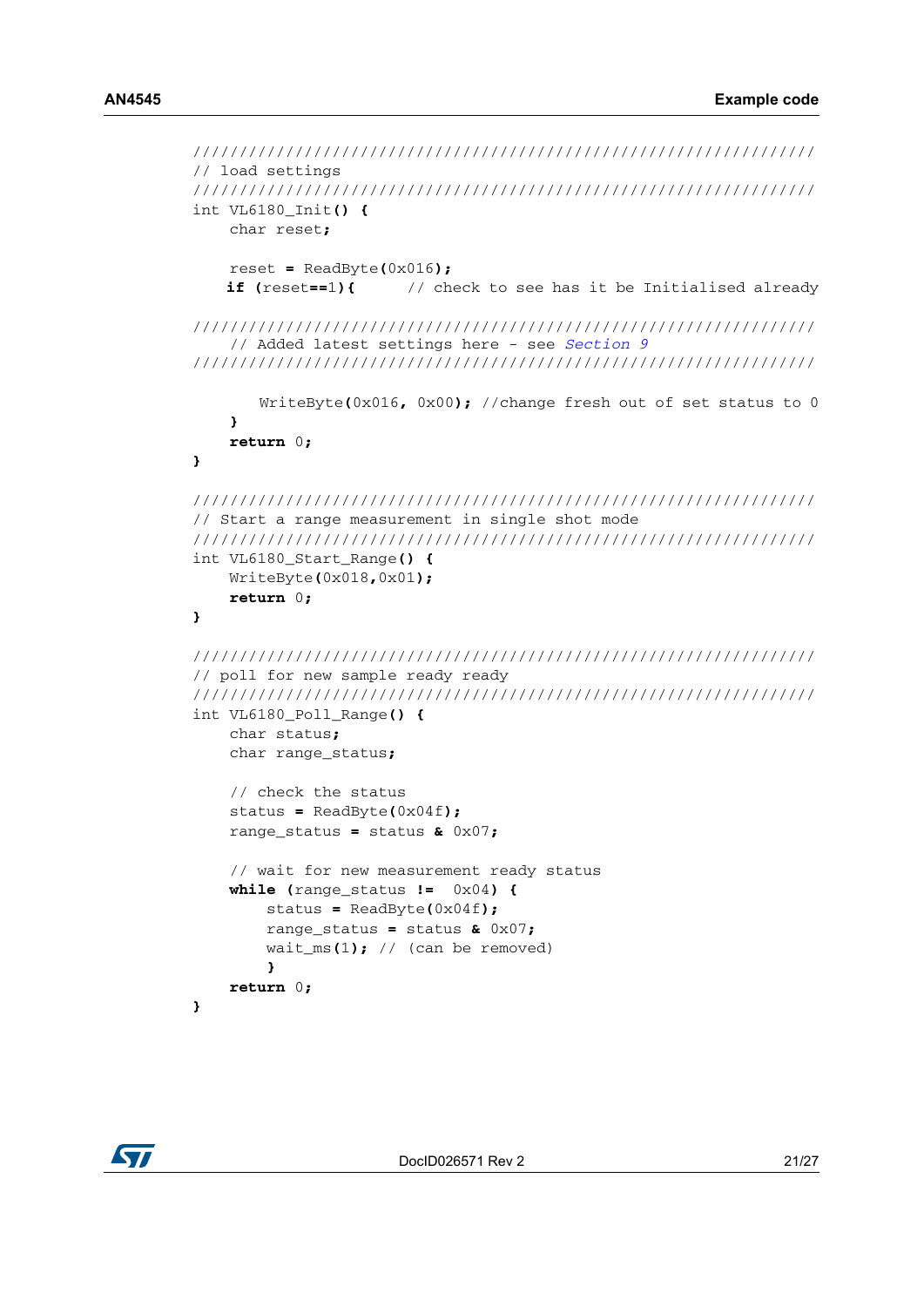```
///////////////////////////////////////////////////////////////////
// load settings
///////////////////////////////////////////////////////////////////
int VL6180_Init() {
    char reset;

    reset = ReadByte(0x016);
    if (reset==1){      // check to see has it be Initialised already

///////////////////////////////////////////////////////////////////
    // Added latest settings here - see Section 9
///////////////////////////////////////////////////////////////////

        WriteByte(0x016, 0x00); //change fresh out of set status to 0
    }
    return 0;
}

///////////////////////////////////////////////////////////////////
// Start a range measurement in single shot mode
///////////////////////////////////////////////////////////////////
int VL6180_Start_Range() {
    WriteByte(0x018,0x01);
    return 0;
}

///////////////////////////////////////////////////////////////////
// poll for new sample ready ready
///////////////////////////////////////////////////////////////////
int VL6180_Poll_Range() {
    char status;
    char range_status;

    // check the status
    status = ReadByte(0x04f);
    range_status = status & 0x07;

    // wait for new measurement ready status
    while (range_status !=  0x04) {
        status = ReadByte(0x04f);
        range_status = status & 0x07;
        wait_ms(1); // (can be removed)
        }
    return 0;
}
```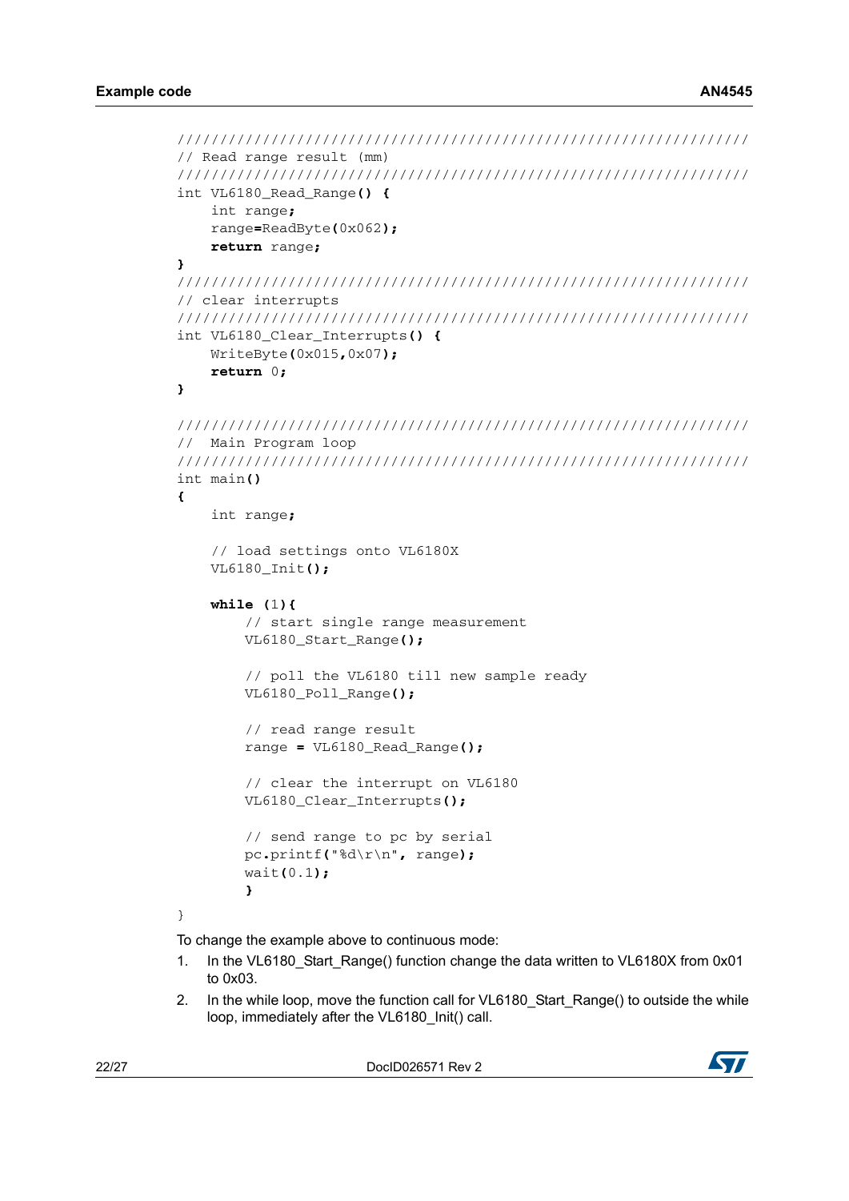```
///////////////////////////////////////////////////////////////////
// Read range result (mm)
///////////////////////////////////////////////////////////////////
int VL6180_Read_Range() {
    int range;
    range=ReadByte(0x062);
    return range;
}
///////////////////////////////////////////////////////////////////
// clear interrupts
///////////////////////////////////////////////////////////////////
int VL6180_Clear_Interrupts() {
    WriteByte(0x015,0x07);
    return 0;
}

///////////////////////////////////////////////////////////////////
//  Main Program loop
///////////////////////////////////////////////////////////////////
int main()
{
    int range;

    // load settings onto VL6180X
    VL6180_Init();

    while (1){
        // start single range measurement
        VL6180_Start_Range();

        // poll the VL6180 till new sample ready
        VL6180_Poll_Range();

        // read range result
        range = VL6180_Read_Range();

        // clear the interrupt on VL6180
        VL6180_Clear_Interrupts();

        // send range to pc by serial
        pc.printf("%d\r\n", range);
        wait(0.1);
        }
}
```

To change the example above to continuous mode:

1. In the VL6180_Start_Range() function change the data written to VL6180X from 0x01 to 0x03.
2. In the while loop, move the function call for VL6180_Start_Range() to outside the while loop, immediately after the VL6180_Init() call.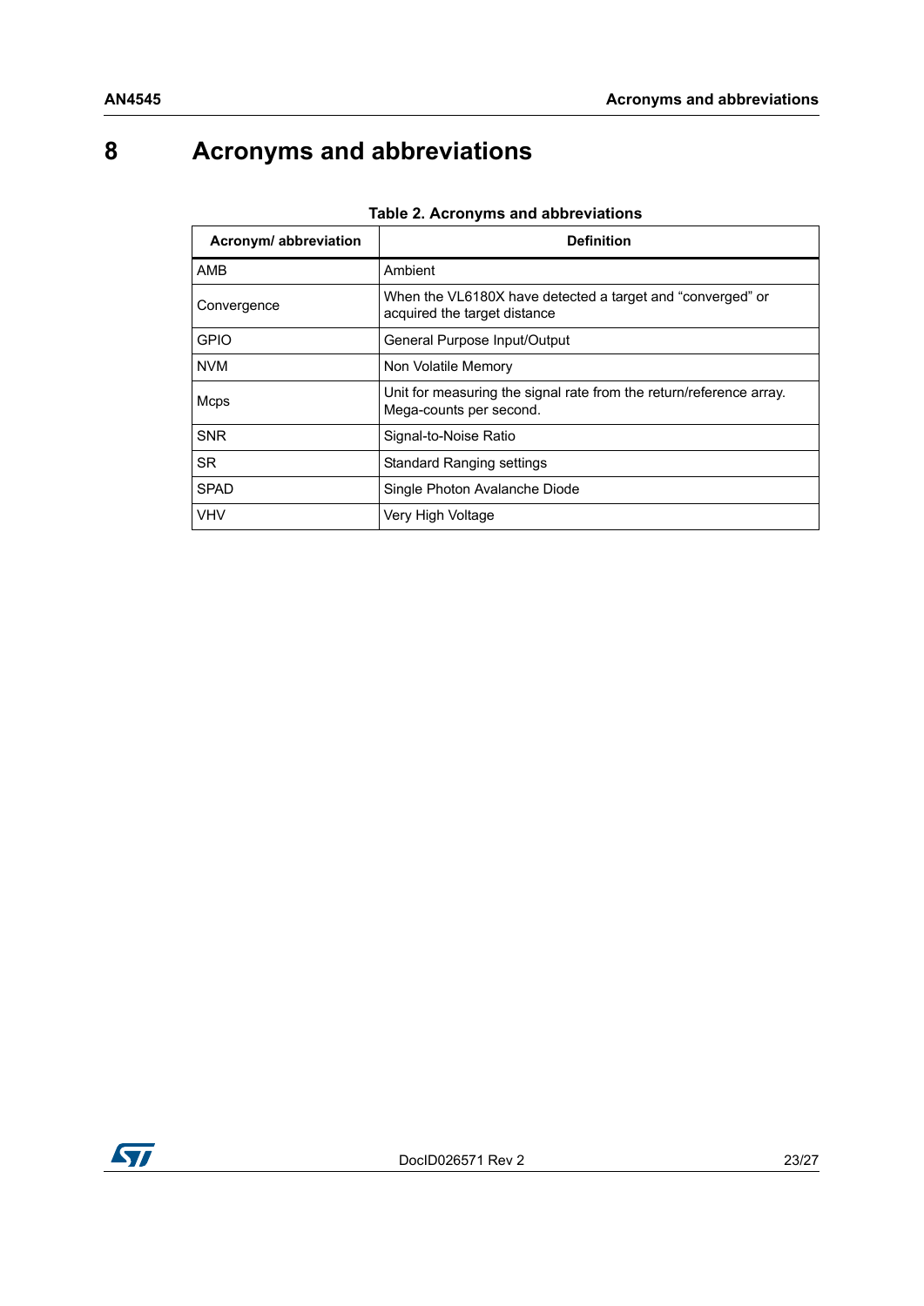# 8 Acronyms and abbreviations

**Table 2. Acronyms and abbreviations**

| Acronym/ abbreviation | Definition |
|---|---|
| AMB | Ambient |
| Convergence | When the VL6180X have detected a target and “converged” or acquired the target distance |
| GPIO | General Purpose Input/Output |
| NVM | Non Volatile Memory |
| Mcps | Unit for measuring the signal rate from the return/reference array. Mega-counts per second. |
| SNR | Signal-to-Noise Ratio |
| SR | Standard Ranging settings |
| SPAD | Single Photon Avalanche Diode |
| VHV | Very High Voltage |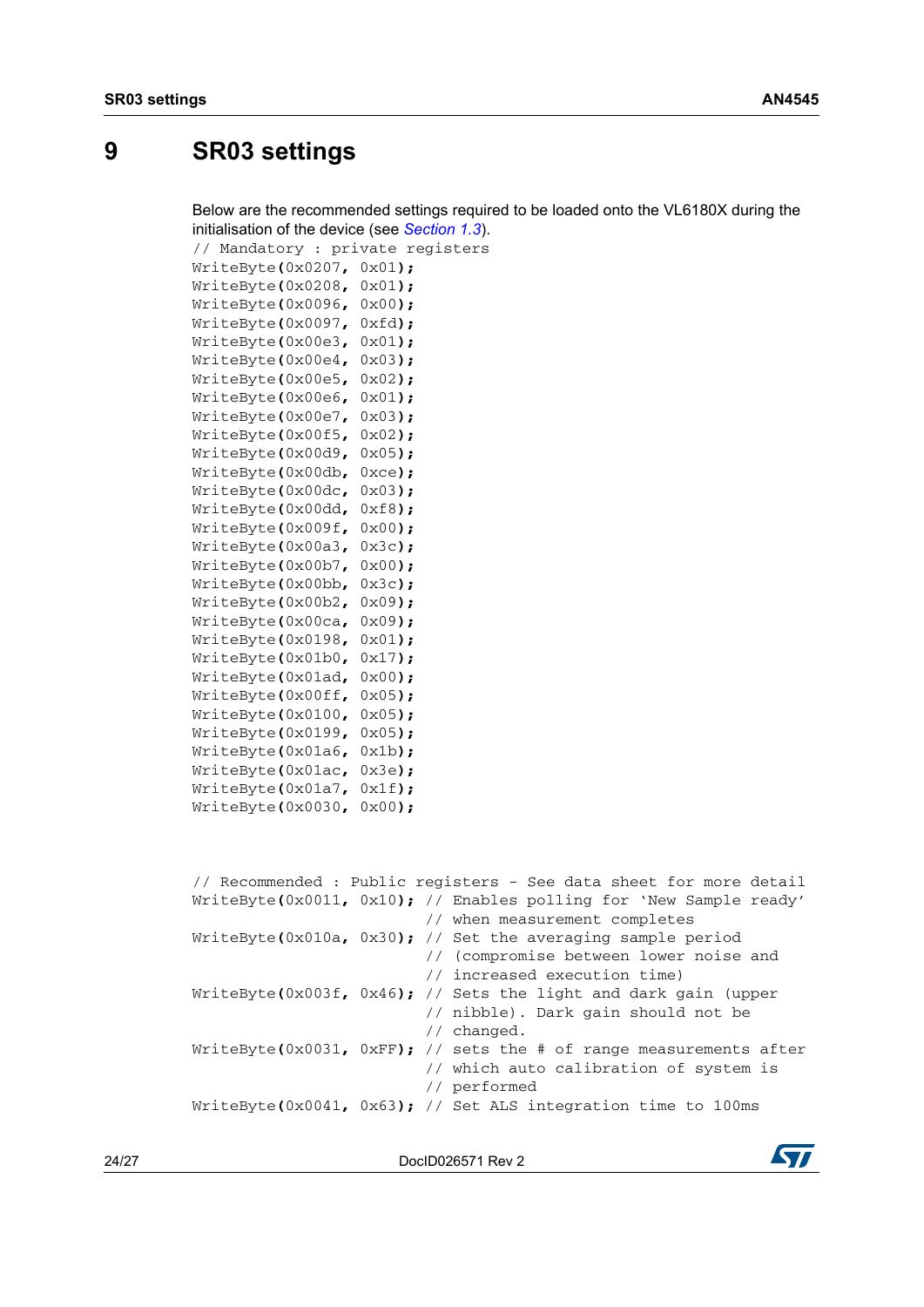# 9 SR03 settings

Below are the recommended settings required to be loaded onto the VL6180X during the initialisation of the device (see *Section 1.3*).

```
// Mandatory : private registers
WriteByte(0x0207, 0x01);
WriteByte(0x0208, 0x01);
WriteByte(0x0096, 0x00);
WriteByte(0x0097, 0xfd);
WriteByte(0x00e3, 0x01);
WriteByte(0x00e4, 0x03);
WriteByte(0x00e5, 0x02);
WriteByte(0x00e6, 0x01);
WriteByte(0x00e7, 0x03);
WriteByte(0x00f5, 0x02);
WriteByte(0x00d9, 0x05);
WriteByte(0x00db, 0xce);
WriteByte(0x00dc, 0x03);
WriteByte(0x00dd, 0xf8);
WriteByte(0x009f, 0x00);
WriteByte(0x00a3, 0x3c);
WriteByte(0x00b7, 0x00);
WriteByte(0x00bb, 0x3c);
WriteByte(0x00b2, 0x09);
WriteByte(0x00ca, 0x09);
WriteByte(0x0198, 0x01);
WriteByte(0x01b0, 0x17);
WriteByte(0x01ad, 0x00);
WriteByte(0x00ff, 0x05);
WriteByte(0x0100, 0x05);
WriteByte(0x0199, 0x05);
WriteByte(0x01a6, 0x1b);
WriteByte(0x01ac, 0x3e);
WriteByte(0x01a7, 0x1f);
WriteByte(0x0030, 0x00);
```

```
// Recommended : Public registers - See data sheet for more detail
WriteByte(0x0011, 0x10); // Enables polling for 'New Sample ready'
                         // when measurement completes
WriteByte(0x010a, 0x30); // Set the averaging sample period
                         // (compromise between lower noise and
                         // increased execution time)
WriteByte(0x003f, 0x46); // Sets the light and dark gain (upper
                         // nibble). Dark gain should not be
                         // changed.
WriteByte(0x0031, 0xFF); // sets the # of range measurements after
                         // which auto calibration of system is
                         // performed
WriteByte(0x0041, 0x63); // Set ALS integration time to 100ms
```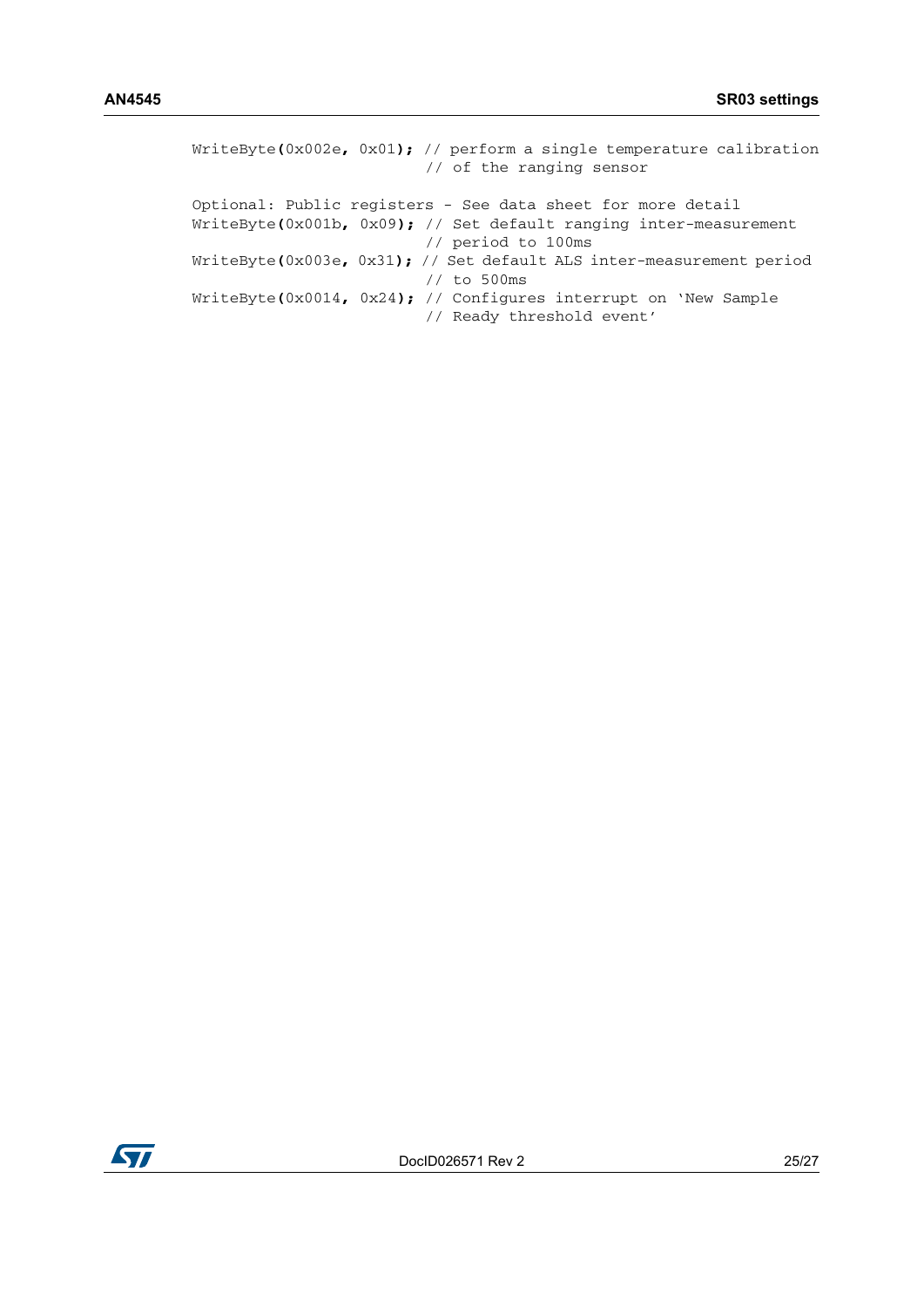```
WriteByte(0x002e, 0x01); // perform a single temperature calibration
                         // of the ranging sensor

Optional: Public registers - See data sheet for more detail
WriteByte(0x001b, 0x09); // Set default ranging inter-measurement
                         // period to 100ms
WriteByte(0x003e, 0x31); // Set default ALS inter-measurement period
                         // to 500ms
WriteByte(0x0014, 0x24); // Configures interrupt on 'New Sample
                         // Ready threshold event'
```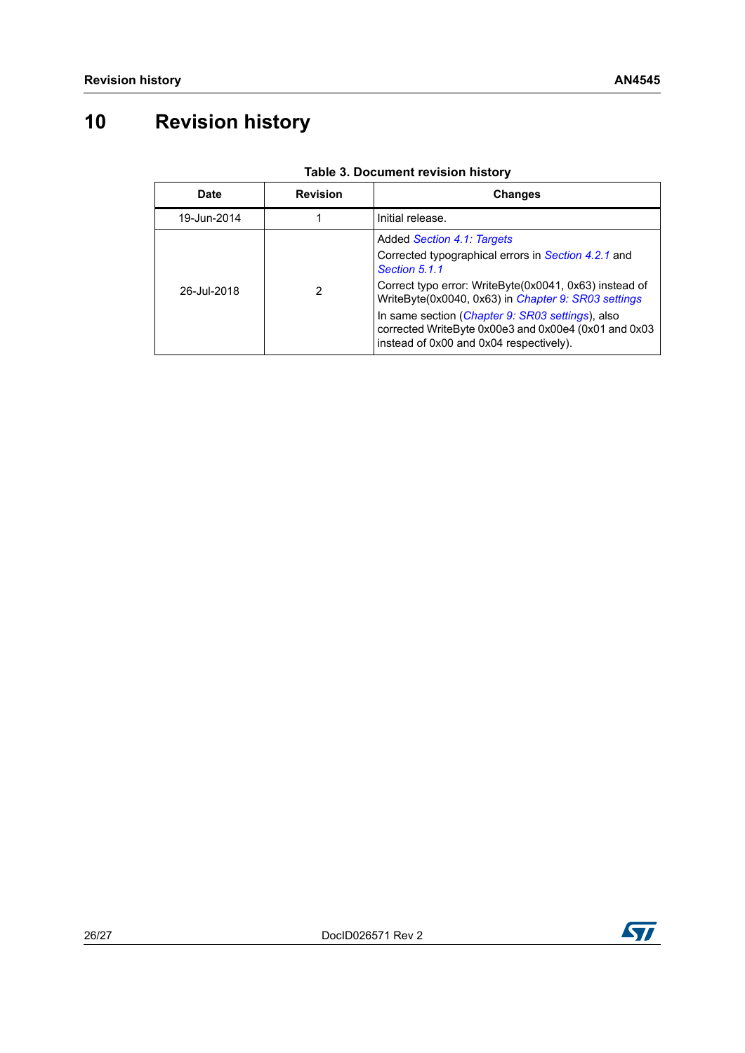# 10 Revision history

**Table 3. Document revision history**

| Date | Revision | Changes |
|---|---|---|
| 19-Jun-2014 | 1 | Initial release. |
| 26-Jul-2018 | 2 | Added *Section 4.1: Targets*<br>Corrected typographical errors in *Section 4.2.1* and *Section 5.1.1*<br>Correct typo error: WriteByte(0x0041, 0x63) instead of WriteByte(0x0040, 0x63) in *Chapter 9: SR03 settings*<br>In same section (*Chapter 9: SR03 settings*), also corrected WriteByte 0x00e3 and 0x00e4 (0x01 and 0x03 instead of 0x00 and 0x04 respectively). |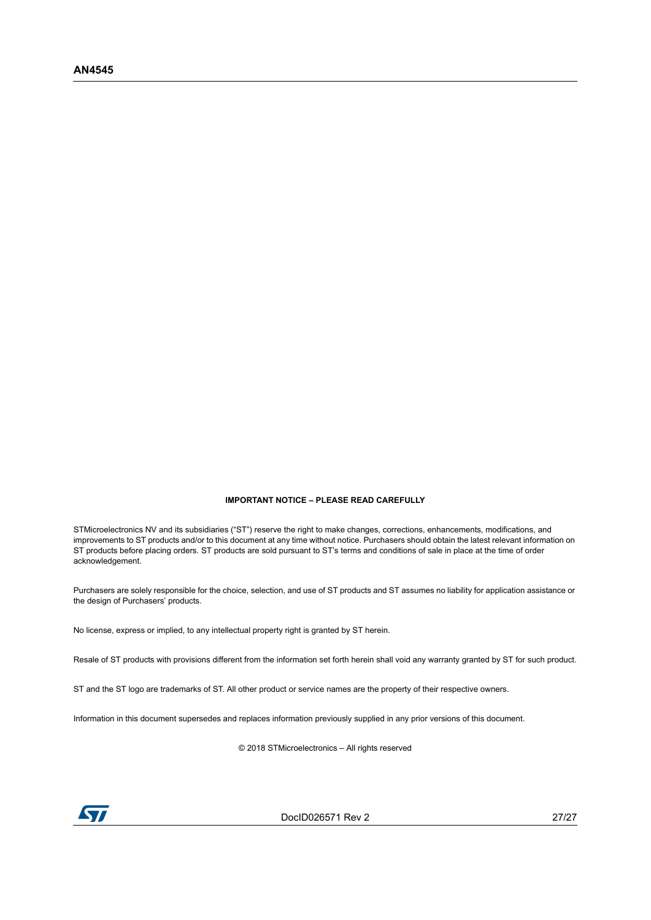**IMPORTANT NOTICE – PLEASE READ CAREFULLY**

STMicroelectronics NV and its subsidiaries (“ST”) reserve the right to make changes, corrections, enhancements, modifications, and improvements to ST products and/or to this document at any time without notice. Purchasers should obtain the latest relevant information on ST products before placing orders. ST products are sold pursuant to ST’s terms and conditions of sale in place at the time of order acknowledgement.

Purchasers are solely responsible for the choice, selection, and use of ST products and ST assumes no liability for application assistance or the design of Purchasers’ products.

No license, express or implied, to any intellectual property right is granted by ST herein.

Resale of ST products with provisions different from the information set forth herein shall void any warranty granted by ST for such product.

ST and the ST logo are trademarks of ST. All other product or service names are the property of their respective owners.

Information in this document supersedes and replaces information previously supplied in any prior versions of this document.

© 2018 STMicroelectronics – All rights reserved